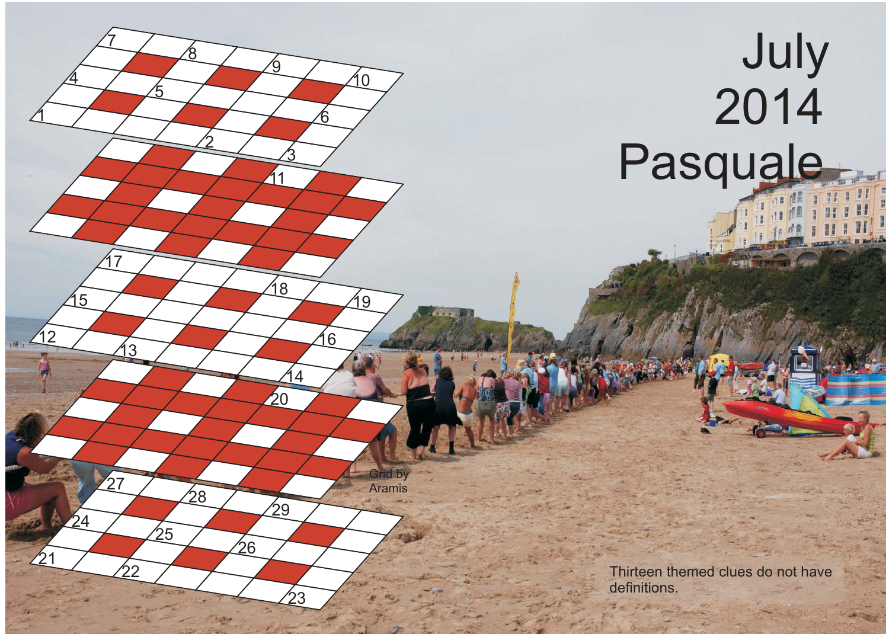# July 2014 Pasquale

Grid by Aramis

Thirteen themed clues do not have definitions.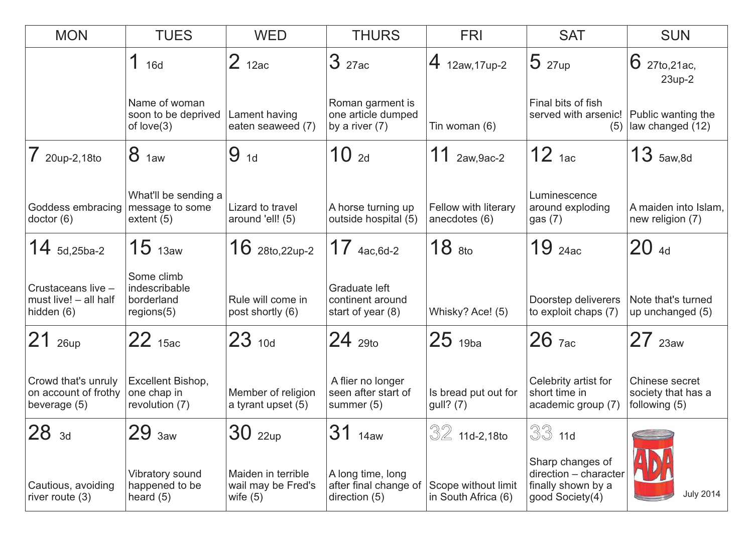| MON | TUES | WED | THURS | FRI | SAT | SUN |
|---|---|---|---|---|---|---|
| | 1 16d<br>Name of woman soon to be deprived of love(3) | 2 12ac<br>Lament having eaten seaweed (7) | 3 27ac<br>Roman garment is one article dumped by a river (7) | 4 12aw,17up-2<br>Tin woman (6) | 5 27up<br>Final bits of fish served with arsenic! (5) | 6 27to,21ac, 23up-2<br>Public wanting the law changed (12) |
| 7 20up-2,18to<br>Goddess embracing doctor (6) | 8 1aw<br>What'll be sending a message to some extent (5) | 9 1d<br>Lizard to travel around 'ell! (5) | 10 2d<br>A horse turning up outside hospital (5) | 11 2aw,9ac-2<br>Fellow with literary anecdotes (6) | 12 1ac<br>Luminescence around exploding gas (7) | 13 5aw,8d<br>A maiden into Islam, new religion (7) |
| 14 5d,25ba-2<br>Crustaceans live – must live! – all half hidden (6) | 15 13aw<br>Some climb indescribable borderland regions(5) | 16 28to,22up-2<br>Rule will come in post shortly (6) | 17 4ac,6d-2<br>Graduate left continent around start of year (8) | 18 8to<br>Whisky? Ace! (5) | 19 24ac<br>Doorstep deliverers to exploit chaps (7) | 20 4d<br>Note that's turned up unchanged (5) |
| 21 26up<br>Crowd that's unruly on account of frothy beverage (5) | 22 15ac<br>Excellent Bishop, one chap in revolution (7) | 23 10d<br>Member of religion a tyrant upset (5) | 24 29to<br>A flier no longer seen after start of summer (5) | 25 19ba<br>Is bread put out for gull? (7) | 26 7ac<br>Celebrity artist for short time in academic group (7) | 27 23aw<br>Chinese secret society that has a following (5) |
| 28 3d<br>Cautious, avoiding river route (3) | 29 3aw<br>Vibratory sound happened to be heard (5) | 30 22up<br>Maiden in terrible wail may be Fred's wife (5) | 31 14aw<br>A long time, long after final change of direction (5) | 32 11d-2,18to<br>Scope without limit in South Africa (6) | 33 11d<br>Sharp changes of direction – character finally shown by a good Society(4) | ADA<br>July 2014 |